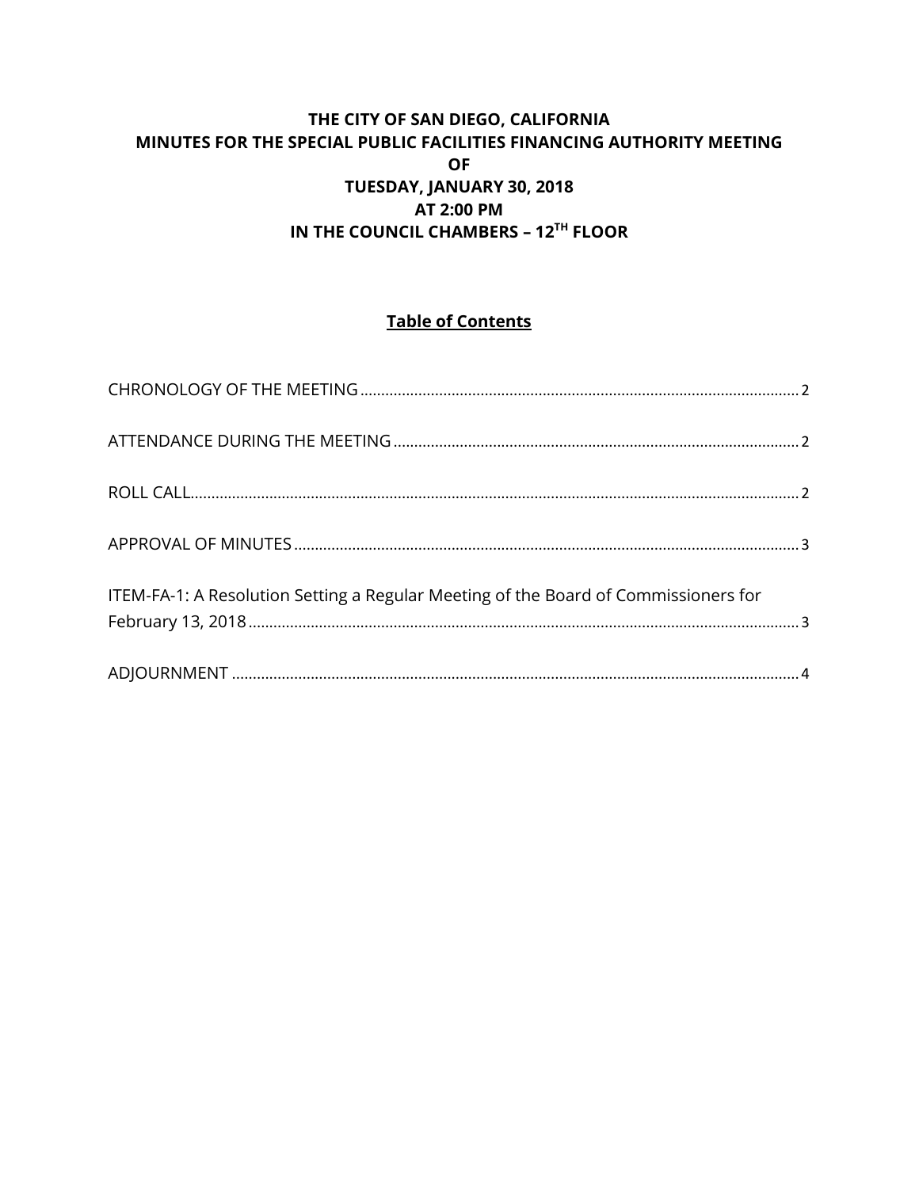# THE CITY OF SAN DIEGO, CALIFORNIA
# MINUTES FOR THE SPECIAL PUBLIC FACILITIES FINANCING AUTHORITY MEETING
# OF
# TUESDAY, JANUARY 30, 2018
# AT 2:00 PM
# IN THE COUNCIL CHAMBERS – 12TH FLOOR

## Table of Contents

CHRONOLOGY OF THE MEETING ..................................................... 2

ATTENDANCE DURING THE MEETING ............................................... 2

ROLL CALL ............................................................................ 2

APPROVAL OF MINUTES ........................................................... 3

ITEM-FA-1: A Resolution Setting a Regular Meeting of the Board of Commissioners for February 13, 2018 ................................................................ 3

ADJOURNMENT ...................................................................... 4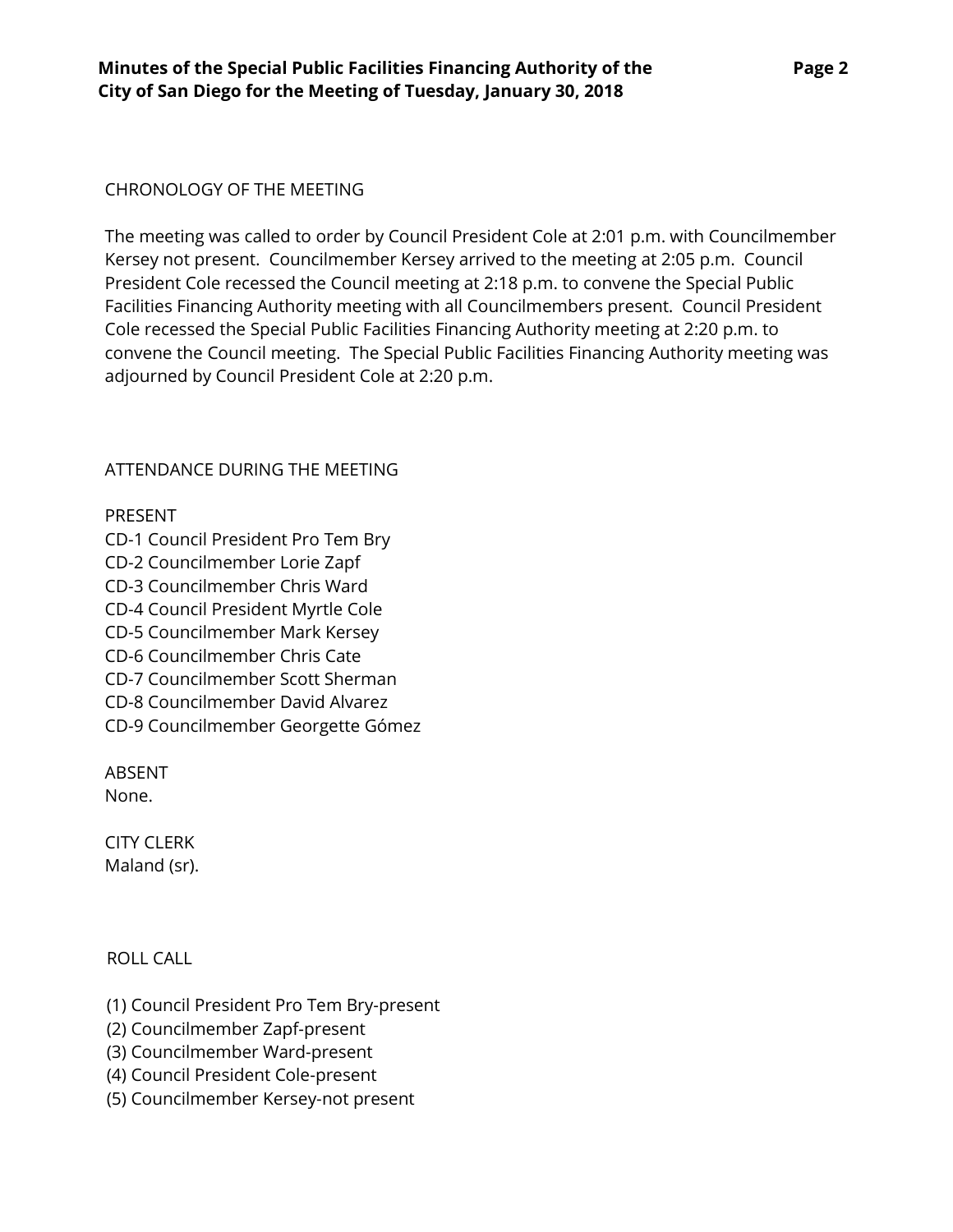CHRONOLOGY OF THE MEETING

The meeting was called to order by Council President Cole at 2:01 p.m. with Councilmember Kersey not present. Councilmember Kersey arrived to the meeting at 2:05 p.m. Council President Cole recessed the Council meeting at 2:18 p.m. to convene the Special Public Facilities Financing Authority meeting with all Councilmembers present. Council President Cole recessed the Special Public Facilities Financing Authority meeting at 2:20 p.m. to convene the Council meeting. The Special Public Facilities Financing Authority meeting was adjourned by Council President Cole at 2:20 p.m.

ATTENDANCE DURING THE MEETING

PRESENT
CD-1 Council President Pro Tem Bry
CD-2 Councilmember Lorie Zapf
CD-3 Councilmember Chris Ward
CD-4 Council President Myrtle Cole
CD-5 Councilmember Mark Kersey
CD-6 Councilmember Chris Cate
CD-7 Councilmember Scott Sherman
CD-8 Councilmember David Alvarez
CD-9 Councilmember Georgette Gómez

ABSENT
None.

CITY CLERK
Maland (sr).

ROLL CALL

(1) Council President Pro Tem Bry-present
(2) Councilmember Zapf-present
(3) Councilmember Ward-present
(4) Council President Cole-present
(5) Councilmember Kersey-not present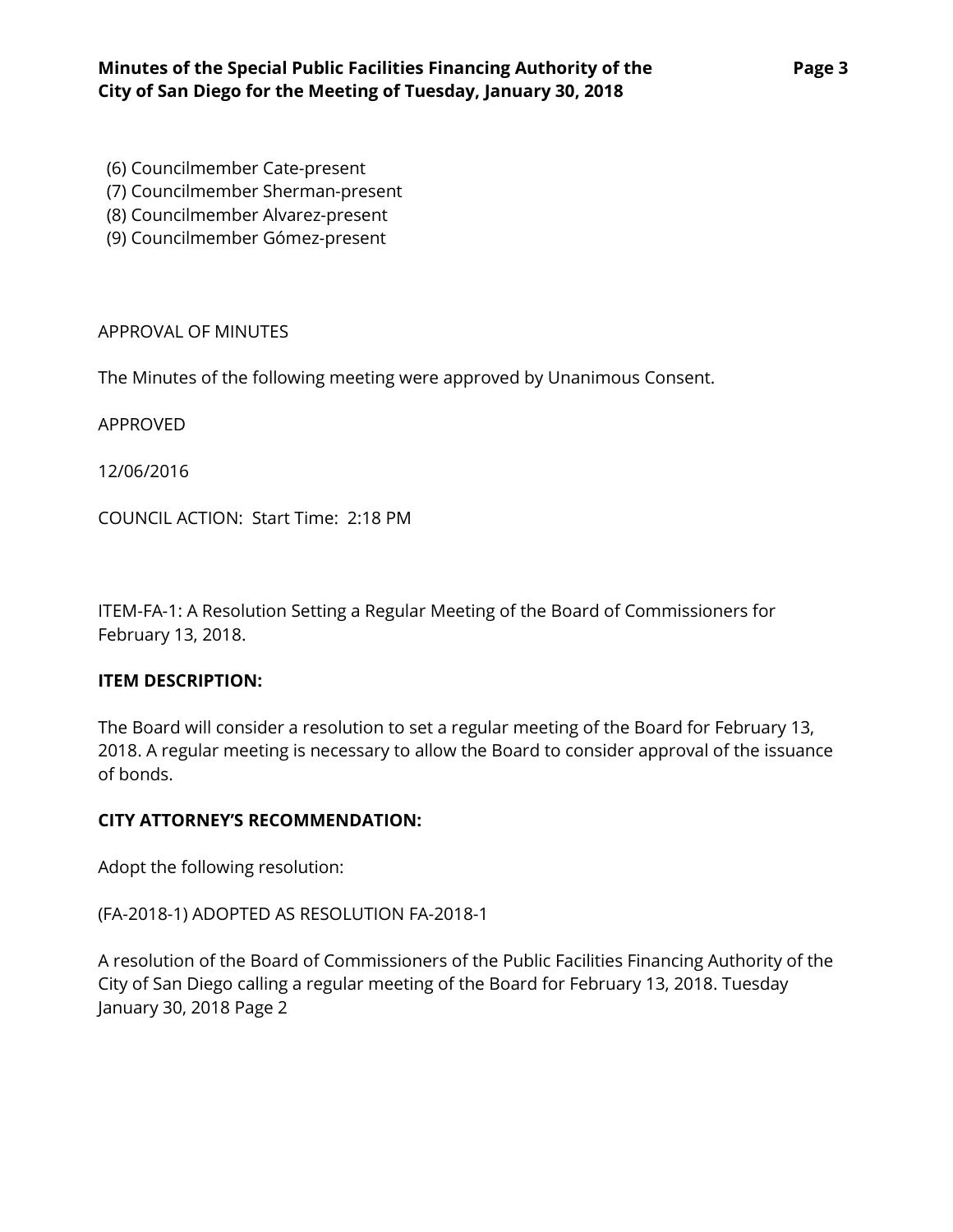(6) Councilmember Cate-present
(7) Councilmember Sherman-present
(8) Councilmember Alvarez-present
(9) Councilmember Gómez-present

APPROVAL OF MINUTES

The Minutes of the following meeting were approved by Unanimous Consent.

APPROVED

12/06/2016

COUNCIL ACTION: Start Time: 2:18 PM

ITEM-FA-1: A Resolution Setting a Regular Meeting of the Board of Commissioners for February 13, 2018.

**ITEM DESCRIPTION:**

The Board will consider a resolution to set a regular meeting of the Board for February 13, 2018. A regular meeting is necessary to allow the Board to consider approval of the issuance of bonds.

**CITY ATTORNEY'S RECOMMENDATION:**

Adopt the following resolution:

(FA-2018-1) ADOPTED AS RESOLUTION FA-2018-1

A resolution of the Board of Commissioners of the Public Facilities Financing Authority of the City of San Diego calling a regular meeting of the Board for February 13, 2018. Tuesday January 30, 2018 Page 2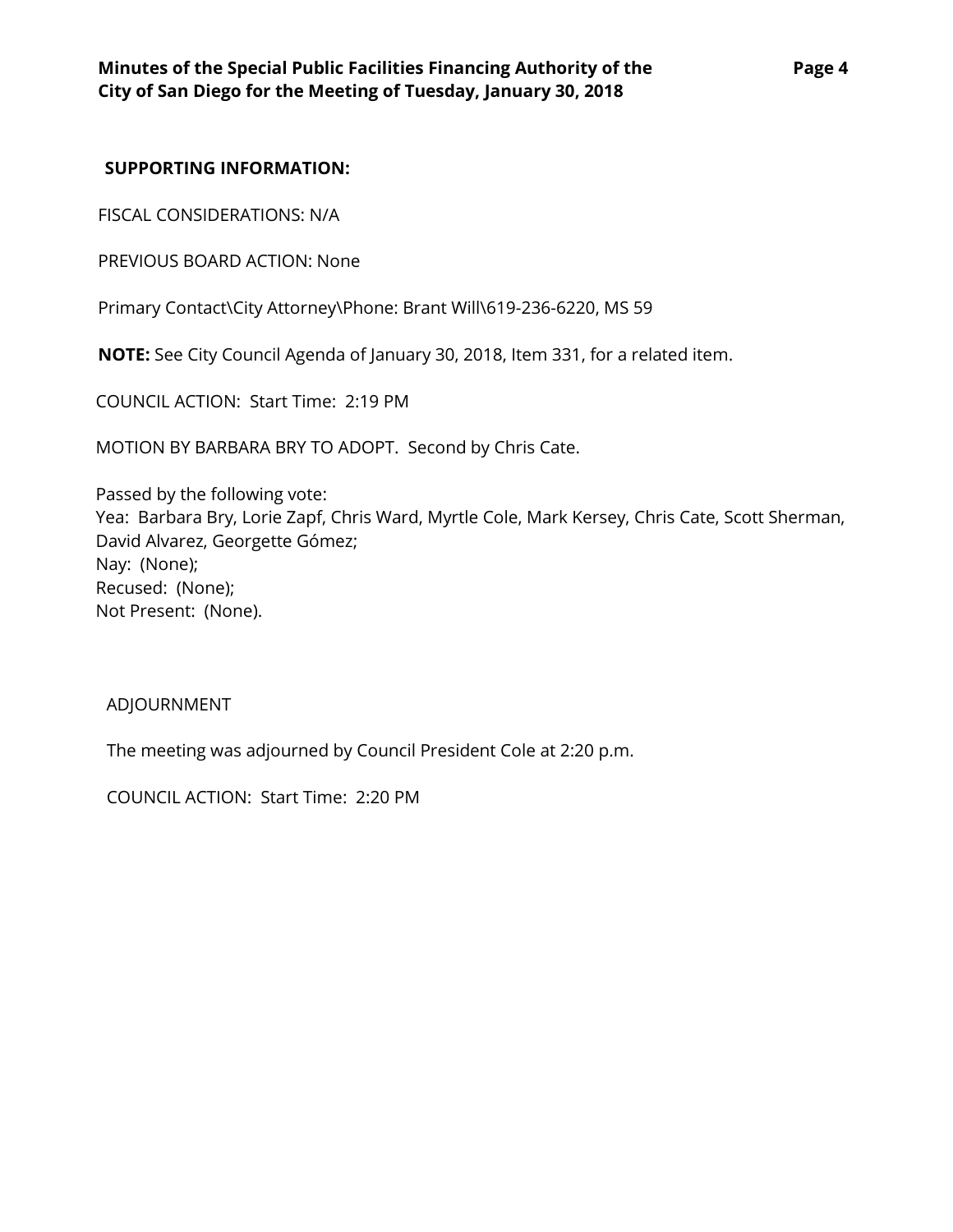**SUPPORTING INFORMATION:**

FISCAL CONSIDERATIONS: N/A

PREVIOUS BOARD ACTION: None

Primary Contact\City Attorney\Phone: Brant Will\619-236-6220, MS 59

**NOTE:** See City Council Agenda of January 30, 2018, Item 331, for a related item.

COUNCIL ACTION: Start Time: 2:19 PM

MOTION BY BARBARA BRY TO ADOPT. Second by Chris Cate.

Passed by the following vote:
Yea: Barbara Bry, Lorie Zapf, Chris Ward, Myrtle Cole, Mark Kersey, Chris Cate, Scott Sherman, David Alvarez, Georgette Gómez;
Nay: (None);
Recused: (None);
Not Present: (None).

ADJOURNMENT

The meeting was adjourned by Council President Cole at 2:20 p.m.

COUNCIL ACTION: Start Time: 2:20 PM